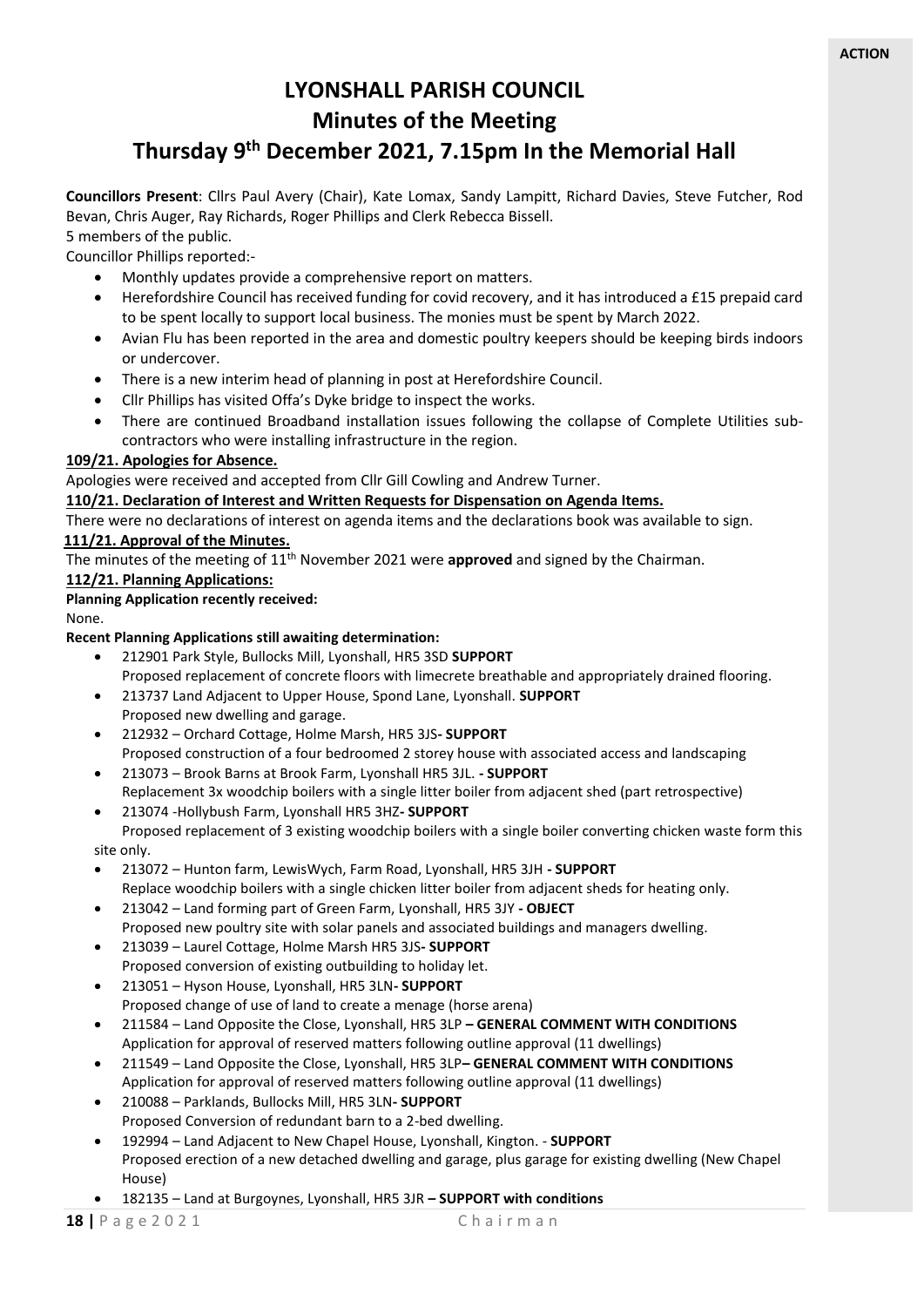**ACTION**

# LYONSHALL PARISH COUNCIL

## Minutes of the Meeting

## Thursday 9th December 2021, 7.15pm In the Memorial Hall

**Councillors Present**: Cllrs Paul Avery (Chair), Kate Lomax, Sandy Lampitt, Richard Davies, Steve Futcher, Rod Bevan, Chris Auger, Ray Richards, Roger Phillips and Clerk Rebecca Bissell.

5 members of the public.

Councillor Phillips reported:-

- Monthly updates provide a comprehensive report on matters.
- Herefordshire Council has received funding for covid recovery, and it has introduced a £15 prepaid card to be spent locally to support local business. The monies must be spent by March 2022.
- Avian Flu has been reported in the area and domestic poultry keepers should be keeping birds indoors or undercover.
- There is a new interim head of planning in post at Herefordshire Council.
- Cllr Phillips has visited Offa's Dyke bridge to inspect the works.
- There are continued Broadband installation issues following the collapse of Complete Utilities sub-contractors who were installing infrastructure in the region.

**109/21. Apologies for Absence.**

Apologies were received and accepted from Cllr Gill Cowling and Andrew Turner.

**110/21. Declaration of Interest and Written Requests for Dispensation on Agenda Items.**

There were no declarations of interest on agenda items and the declarations book was available to sign.

**111/21. Approval of the Minutes.**

The minutes of the meeting of 11th November 2021 were **approved** and signed by the Chairman.

**112/21. Planning Applications:**

**Planning Application recently received:**

None.

**Recent Planning Applications still awaiting determination:**

- 212901 Park Style, Bullocks Mill, Lyonshall, HR5 3SD **SUPPORT**
  Proposed replacement of concrete floors with limecrete breathable and appropriately drained flooring.
- 213737 Land Adjacent to Upper House, Spond Lane, Lyonshall. **SUPPORT**
  Proposed new dwelling and garage.
- 212932 – Orchard Cottage, Holme Marsh, HR5 3JS**- SUPPORT**
  Proposed construction of a four bedroomed 2 storey house with associated access and landscaping
- 213073 – Brook Barns at Brook Farm, Lyonshall HR5 3JL. **- SUPPORT**
  Replacement 3x woodchip boilers with a single litter boiler from adjacent shed (part retrospective)
- 213074 -Hollybush Farm, Lyonshall HR5 3HZ**- SUPPORT**
  Proposed replacement of 3 existing woodchip boilers with a single boiler converting chicken waste form this site only.
- 213072 – Hunton farm, LewisWych, Farm Road, Lyonshall, HR5 3JH **- SUPPORT**
  Replace woodchip boilers with a single chicken litter boiler from adjacent sheds for heating only.
- 213042 – Land forming part of Green Farm, Lyonshall, HR5 3JY **- OBJECT**
  Proposed new poultry site with solar panels and associated buildings and managers dwelling.
- 213039 – Laurel Cottage, Holme Marsh HR5 3JS**- SUPPORT**
  Proposed conversion of existing outbuilding to holiday let.
- 213051 – Hyson House, Lyonshall, HR5 3LN**- SUPPORT**
  Proposed change of use of land to create a menage (horse arena)
- 211584 – Land Opposite the Close, Lyonshall, HR5 3LP **– GENERAL COMMENT WITH CONDITIONS**
  Application for approval of reserved matters following outline approval (11 dwellings)
- 211549 – Land Opposite the Close, Lyonshall, HR5 3LP**– GENERAL COMMENT WITH CONDITIONS**
  Application for approval of reserved matters following outline approval (11 dwellings)
- 210088 – Parklands, Bullocks Mill, HR5 3LN**- SUPPORT**
  Proposed Conversion of redundant barn to a 2-bed dwelling.
- 192994 – Land Adjacent to New Chapel House, Lyonshall, Kington. - **SUPPORT**
  Proposed erection of a new detached dwelling and garage, plus garage for existing dwelling (New Chapel House)
- 182135 – Land at Burgoynes, Lyonshall, HR5 3JR **– SUPPORT with conditions**

Chairman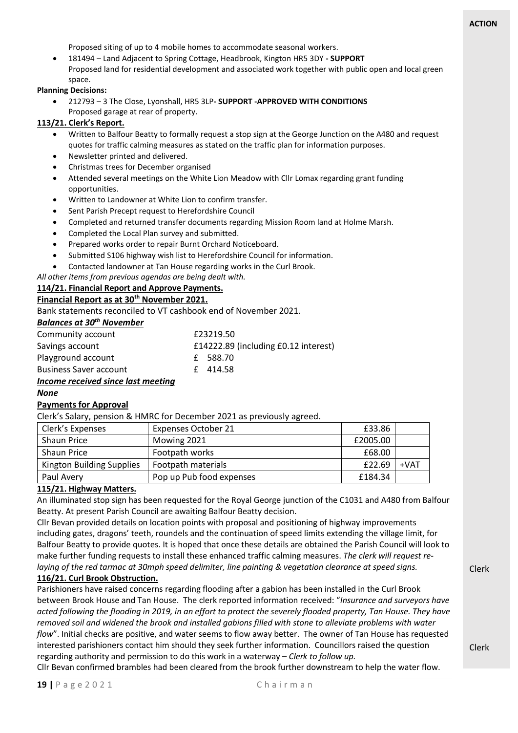**ACTION**

Proposed siting of up to 4 mobile homes to accommodate seasonal workers.

- 181494 – Land Adjacent to Spring Cottage, Headbrook, Kington HR5 3DY **- SUPPORT**
  Proposed land for residential development and associated work together with public open and local green space.

**Planning Decisions:**

- 212793 – 3 The Close, Lyonshall, HR5 3LP**- SUPPORT -APPROVED WITH CONDITIONS**
  Proposed garage at rear of property.

**113/21. Clerk's Report.**

- Written to Balfour Beatty to formally request a stop sign at the George Junction on the A480 and request quotes for traffic calming measures as stated on the traffic plan for information purposes.
- Newsletter printed and delivered.
- Christmas trees for December organised
- Attended several meetings on the White Lion Meadow with Cllr Lomax regarding grant funding opportunities.
- Written to Landowner at White Lion to confirm transfer.
- Sent Parish Precept request to Herefordshire Council
- Completed and returned transfer documents regarding Mission Room land at Holme Marsh.
- Completed the Local Plan survey and submitted.
- Prepared works order to repair Burnt Orchard Noticeboard.
- Submitted S106 highway wish list to Herefordshire Council for information.
- Contacted landowner at Tan House regarding works in the Curl Brook.

*All other items from previous agendas are being dealt with.*

**114/21. Financial Report and Approve Payments.**

**Financial Report as at 30th November 2021.**

Bank statements reconciled to VT cashbook end of November 2021.

***Balances at 30th November***

| | |
|---|---|
| Community account | £23219.50 |
| Savings account | £14222.89 (including £0.12 interest) |
| Playground account | £ 588.70 |
| Business Saver account | £ 414.58 |

***Income received since last meeting***

***None***

**Payments for Approval**

Clerk's Salary, pension & HMRC for December 2021 as previously agreed.

| | | | |
|---|---|---|---|
| Clerk's Expenses | Expenses October 21 | £33.86 | |
| Shaun Price | Mowing 2021 | £2005.00 | |
| Shaun Price | Footpath works | £68.00 | |
| Kington Building Supplies | Footpath materials | £22.69 | +VAT |
| Paul Avery | Pop up Pub food expenses | £184.34 | |

**115/21. Highway Matters.**

An illuminated stop sign has been requested for the Royal George junction of the C1031 and A480 from Balfour Beatty. At present Parish Council are awaiting Balfour Beatty decision.

Cllr Bevan provided details on location points with proposal and positioning of highway improvements including gates, dragons' teeth, roundels and the continuation of speed limits extending the village limit, for Balfour Beatty to provide quotes. It is hoped that once these details are obtained the Parish Council will look to make further funding requests to install these enhanced traffic calming measures. *The clerk will request re-laying of the red tarmac at 30mph speed delimiter, line painting & vegetation clearance at speed signs.* — Clerk

**116/21. Curl Brook Obstruction.**

Parishioners have raised concerns regarding flooding after a gabion has been installed in the Curl Brook between Brook House and Tan House. The clerk reported information received: "*Insurance and surveyors have acted following the flooding in 2019, in an effort to protect the severely flooded property, Tan House. They have removed soil and widened the brook and installed gabions filled with stone to alleviate problems with water flow*". Initial checks are positive, and water seems to flow away better. The owner of Tan House has requested interested parishioners contact him should they seek further information. Councillors raised the question regarding authority and permission to do this work in a waterway – *Clerk to follow up.* — Clerk

Cllr Bevan confirmed brambles had been cleared from the brook further downstream to help the water flow.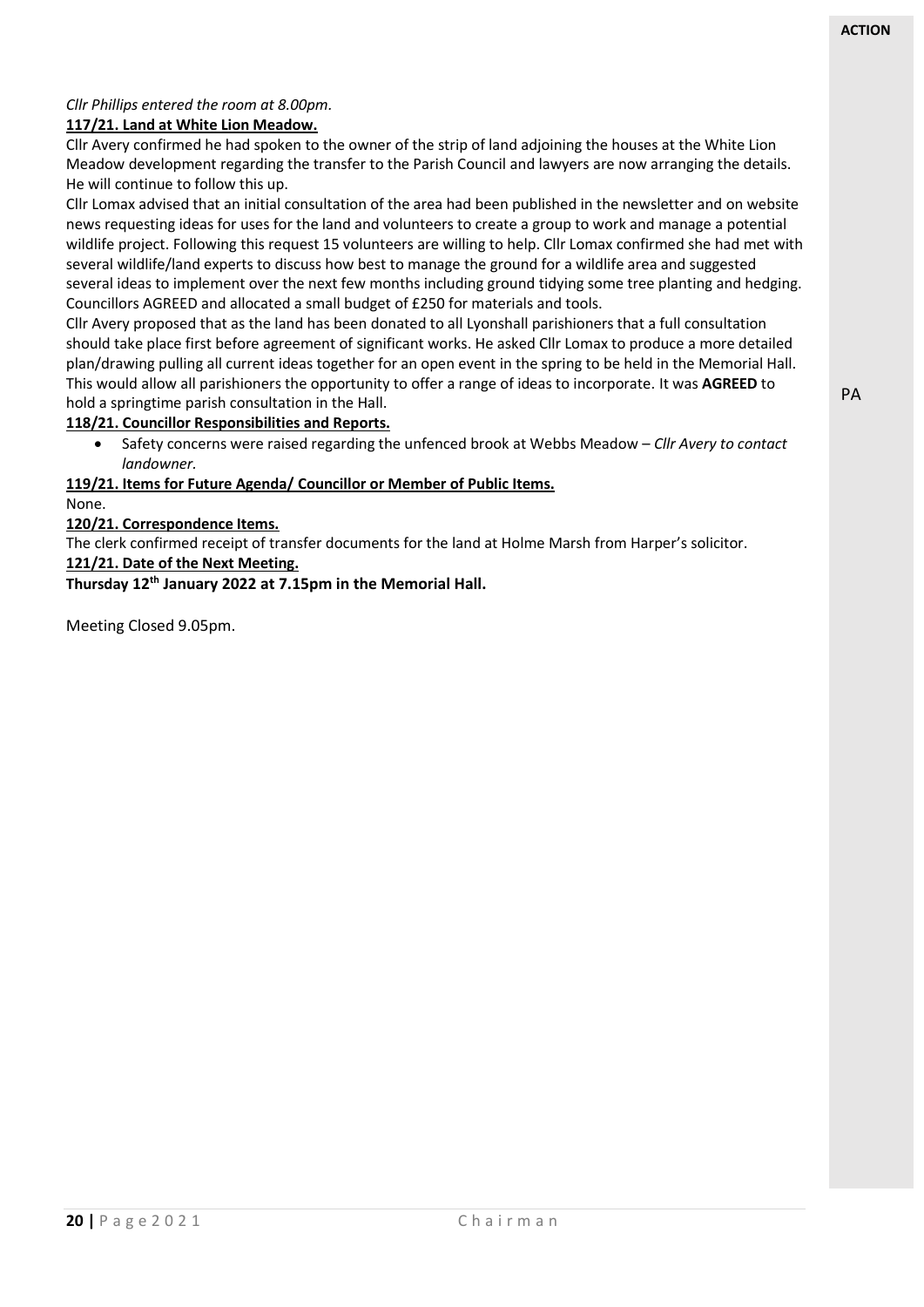**ACTION**

*Cllr Phillips entered the room at 8.00pm.*

**117/21. Land at White Lion Meadow.**

Cllr Avery confirmed he had spoken to the owner of the strip of land adjoining the houses at the White Lion Meadow development regarding the transfer to the Parish Council and lawyers are now arranging the details. He will continue to follow this up.

Cllr Lomax advised that an initial consultation of the area had been published in the newsletter and on website news requesting ideas for uses for the land and volunteers to create a group to work and manage a potential wildlife project. Following this request 15 volunteers are willing to help. Cllr Lomax confirmed she had met with several wildlife/land experts to discuss how best to manage the ground for a wildlife area and suggested several ideas to implement over the next few months including ground tidying some tree planting and hedging. Councillors AGREED and allocated a small budget of £250 for materials and tools.

Cllr Avery proposed that as the land has been donated to all Lyonshall parishioners that a full consultation should take place first before agreement of significant works. He asked Cllr Lomax to produce a more detailed plan/drawing pulling all current ideas together for an open event in the spring to be held in the Memorial Hall. This would allow all parishioners the opportunity to offer a range of ideas to incorporate. It was **AGREED** to hold a springtime parish consultation in the Hall. PA

**118/21. Councillor Responsibilities and Reports.**

- Safety concerns were raised regarding the unfenced brook at Webbs Meadow – *Cllr Avery to contact landowner.*

**119/21. Items for Future Agenda/ Councillor or Member of Public Items.**

None.

**120/21. Correspondence Items.**

The clerk confirmed receipt of transfer documents for the land at Holme Marsh from Harper's solicitor.

**121/21. Date of the Next Meeting.**

**Thursday 12th January 2022 at 7.15pm in the Memorial Hall.**

Meeting Closed 9.05pm.

Chairman